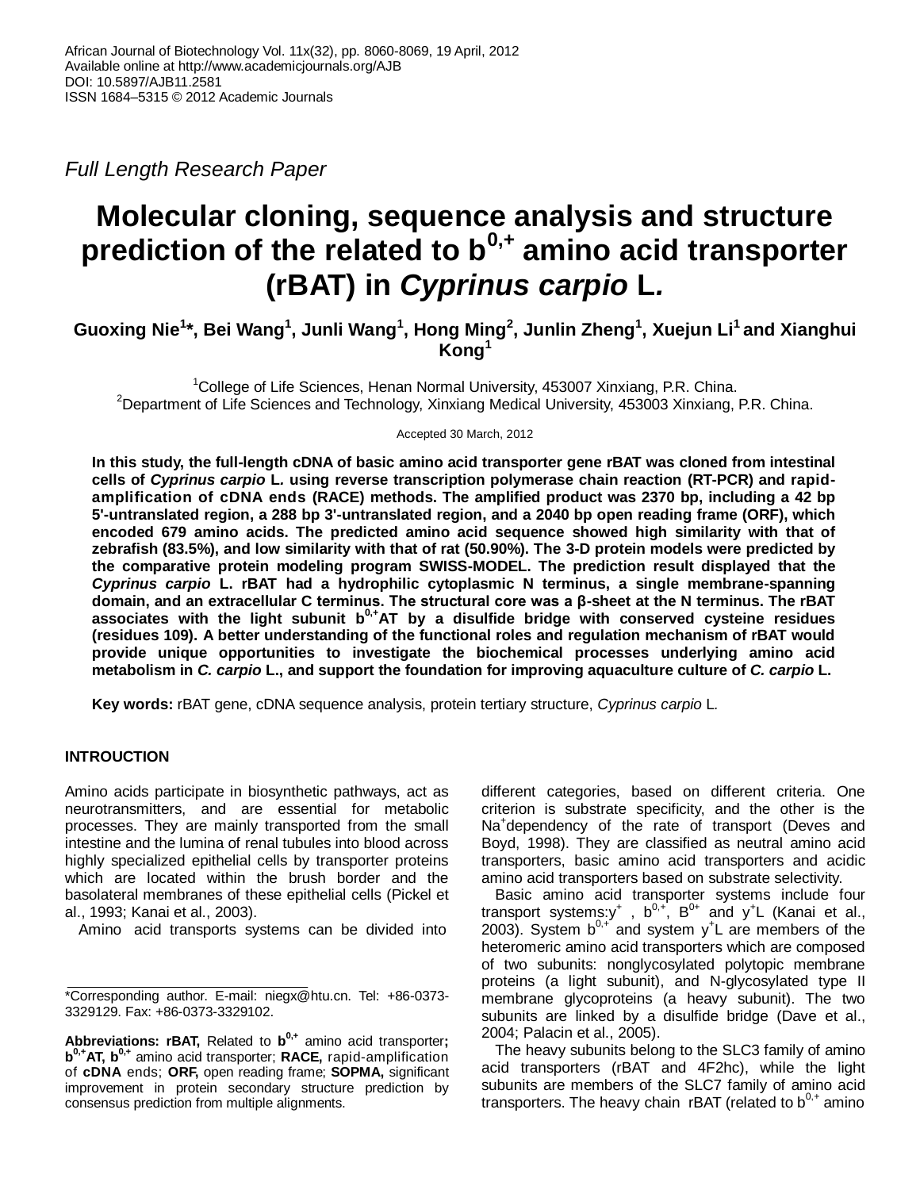African Journal of Biotechnology Vol. 11x(32), pp. 8060-8069, 19 April, 2012
Available online at http://www.academicjournals.org/AJB
DOI: 10.5897/AJB11.2581
ISSN 1684–5315 © 2012 Academic Journals

*Full Length Research Paper*

# Molecular cloning, sequence analysis and structure prediction of the related to $b^{0,+}$ amino acid transporter (rBAT) in *Cyprinus carpio* L.

**Guoxing Nie[1]*, Bei Wang[1], Junli Wang[1], Hong Ming[2], Junlin Zheng[1], Xuejun Li[1] and Xianghui Kong[1]**

[1]College of Life Sciences, Henan Normal University, 453007 Xinxiang, P.R. China.
[2]Department of Life Sciences and Technology, Xinxiang Medical University, 453003 Xinxiang, P.R. China.

Accepted 30 March, 2012

**In this study, the full-length cDNA of basic amino acid transporter gene rBAT was cloned from intestinal cells of *Cyprinus carpio* L. using reverse transcription polymerase chain reaction (RT-PCR) and rapid-amplification of cDNA ends (RACE) methods. The amplified product was 2370 bp, including a 42 bp 5'-untranslated region, a 288 bp 3'-untranslated region, and a 2040 bp open reading frame (ORF), which encoded 679 amino acids. The predicted amino acid sequence showed high similarity with that of zebrafish (83.5%), and low similarity with that of rat (50.90%). The 3-D protein models were predicted by the comparative protein modeling program SWISS-MODEL. The prediction result displayed that the *Cyprinus carpio* L. rBAT had a hydrophilic cytoplasmic N terminus, a single membrane-spanning domain, and an extracellular C terminus. The structural core was a β-sheet at the N terminus. The rBAT associates with the light subunit $b^{0,+}$AT by a disulfide bridge with conserved cysteine residues (residues 109). A better understanding of the functional roles and regulation mechanism of rBAT would provide unique opportunities to investigate the biochemical processes underlying amino acid metabolism in *C. carpio* L., and support the foundation for improving aquaculture culture of *C. carpio* L.**

**Key words:** rBAT gene, cDNA sequence analysis, protein tertiary structure, *Cyprinus carpio* L.

## INTRODUCTION

Amino acids participate in biosynthetic pathways, act as neurotransmitters, and are essential for metabolic processes. They are mainly transported from the small intestine and the lumina of renal tubules into blood across highly specialized epithelial cells by transporter proteins which are located within the brush border and the basolateral membranes of these epithelial cells (Pickel et al., 1993; Kanai et al., 2003).

Amino acid transports systems can be divided into different categories, based on different criteria. One criterion is substrate specificity, and the other is the $Na^+$dependency of the rate of transport (Deves and Boyd, 1998). They are classified as neutral amino acid transporters, basic amino acid transporters and acidic amino acid transporters based on substrate selectivity.

Basic amino acid transporter systems include four transport systems:$y^+$ , $b^{0,+}$, $B^{0+}$ and $y^+$L (Kanai et al., 2003). System $b^{0,+}$ and system $y^+$L are members of the heteromeric amino acid transporters which are composed of two subunits: nonglycosylated polytopic membrane proteins (a light subunit), and N-glycosylated type II membrane glycoproteins (a heavy subunit). The two subunits are linked by a disulfide bridge (Dave et al., 2004; Palacin et al., 2005).

The heavy subunits belong to the SLC3 family of amino acid transporters (rBAT and 4F2hc), while the light subunits are members of the SLC7 family of amino acid transporters. The heavy chain rBAT (related to $b^{0,+}$ amino

*Corresponding author. E-mail: niegx@htu.cn. Tel: +86-0373-3329129. Fax: +86-0373-3329102.

**Abbreviations: rBAT,** Related to $b^{0,+}$ amino acid transporter**; $b^{0,+}$AT, $b^{0,+}$** amino acid transporter; **RACE,** rapid-amplification of **cDNA** ends; **ORF,** open reading frame; **SOPMA,** significant improvement in protein secondary structure prediction by consensus prediction from multiple alignments.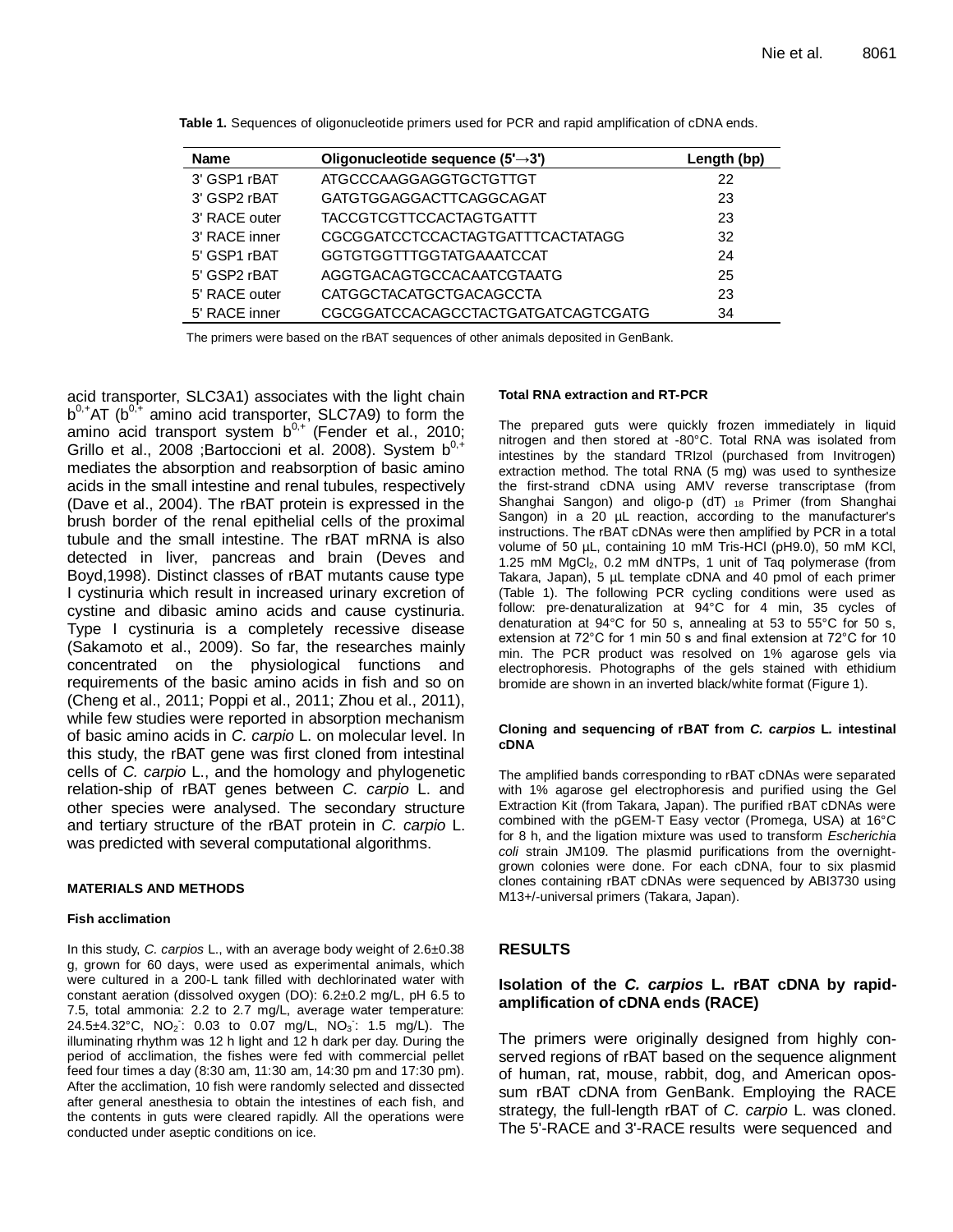**Table 1.** Sequences of oligonucleotide primers used for PCR and rapid amplification of cDNA ends.

| Name | Oligonucleotide sequence (5'→3') | Length (bp) |
|---|---|---|
| 3' GSP1 rBAT | ATGCCCAAGGAGGTGCTGTTGT | 22 |
| 3' GSP2 rBAT | GATGTGGAGGACTTCAGGCAGAT | 23 |
| 3' RACE outer | TACCGTCGTTCCACTAGTGATTT | 23 |
| 3' RACE inner | CGCGGATCCTCCACTAGTGATTTCACTATAGG | 32 |
| 5' GSP1 rBAT | GGTGTGGTTTGGTATGAAATCCAT | 24 |
| 5' GSP2 rBAT | AGGTGACAGTGCCACAATCGTAATG | 25 |
| 5' RACE outer | CATGGCTACATGCTGACAGCCTA | 23 |
| 5' RACE inner | CGCGGATCCACAGCCTACTGATGATCAGTCGATG | 34 |

The primers were based on the rBAT sequences of other animals deposited in GenBank.

acid transporter, SLC3A1) associates with the light chain $b^{0,+}$AT ($b^{0,+}$ amino acid transporter, SLC7A9) to form the amino acid transport system $b^{0,+}$ (Fender et al., 2010; Grillo et al., 2008 ;Bartoccioni et al. 2008). System $b^{0,+}$ mediates the absorption and reabsorption of basic amino acids in the small intestine and renal tubules, respectively (Dave et al., 2004). The rBAT protein is expressed in the brush border of the renal epithelial cells of the proximal tubule and the small intestine. The rBAT mRNA is also detected in liver, pancreas and brain (Deves and Boyd,1998). Distinct classes of rBAT mutants cause type I cystinuria which result in increased urinary excretion of cystine and dibasic amino acids and cause cystinuria. Type I cystinuria is a completely recessive disease (Sakamoto et al., 2009). So far, the researches mainly concentrated on the physiological functions and requirements of the basic amino acids in fish and so on (Cheng et al., 2011; Poppi et al., 2011; Zhou et al., 2011), while few studies were reported in absorption mechanism of basic amino acids in *C. carpio* L. on molecular level. In this study, the rBAT gene was first cloned from intestinal cells of *C. carpio* L., and the homology and phylogenetic relation-ship of rBAT genes between *C. carpio* L. and other species were analysed. The secondary structure and tertiary structure of the rBAT protein in *C. carpio* L. was predicted with several computational algorithms.

## MATERIALS AND METHODS

### Fish acclimation

In this study, *C. carpios* L., with an average body weight of 2.6±0.38 g, grown for 60 days, were used as experimental animals, which were cultured in a 200-L tank filled with dechlorinated water with constant aeration (dissolved oxygen (DO): 6.2±0.2 mg/L, pH 6.5 to 7.5, total ammonia: 2.2 to 2.7 mg/L, average water temperature: 24.5±4.32°C, $NO_2^-$: 0.03 to 0.07 mg/L, $NO_3^-$: 1.5 mg/L). The illuminating rhythm was 12 h light and 12 h dark per day. During the period of acclimation, the fishes were fed with commercial pellet feed four times a day (8:30 am, 11:30 am, 14:30 pm and 17:30 pm). After the acclimation, 10 fish were randomly selected and dissected after general anesthesia to obtain the intestines of each fish, and the contents in guts were cleared rapidly. All the operations were conducted under aseptic conditions on ice.

### Total RNA extraction and RT-PCR

The prepared guts were quickly frozen immediately in liquid nitrogen and then stored at -80°C. Total RNA was isolated from intestines by the standard TRIzol (purchased from Invitrogen) extraction method. The total RNA (5 mg) was used to synthesize the first-strand cDNA using AMV reverse transcriptase (from Shanghai Sangon) and oligo-p (dT) $_{18}$ Primer (from Shanghai Sangon) in a 20 µL reaction, according to the manufacturer's instructions. The rBAT cDNAs were then amplified by PCR in a total volume of 50 µL, containing 10 mM Tris-HCl (pH9.0), 50 mM KCl, 1.25 mM $MgCl_2$, 0.2 mM dNTPs, 1 unit of Taq polymerase (from Takara, Japan), 5 µL template cDNA and 40 pmol of each primer (Table 1). The following PCR cycling conditions were used as follow: pre-denaturalization at 94°C for 4 min, 35 cycles of denaturation at 94°C for 50 s, annealing at 53 to 55°C for 50 s, extension at 72°C for 1 min 50 s and final extension at 72°C for 10 min. The PCR product was resolved on 1% agarose gels via electrophoresis. Photographs of the gels stained with ethidium bromide are shown in an inverted black/white format (Figure 1).

### Cloning and sequencing of rBAT from *C. carpios* L. intestinal cDNA

The amplified bands corresponding to rBAT cDNAs were separated with 1% agarose gel electrophoresis and purified using the Gel Extraction Kit (from Takara, Japan). The purified rBAT cDNAs were combined with the pGEM-T Easy vector (Promega, USA) at 16°C for 8 h, and the ligation mixture was used to transform *Escherichia coli* strain JM109. The plasmid purifications from the overnight-grown colonies were done. For each cDNA, four to six plasmid clones containing rBAT cDNAs were sequenced by ABI3730 using M13+/-universal primers (Takara, Japan).

## RESULTS

### Isolation of the *C. carpios* L. rBAT cDNA by rapid-amplification of cDNA ends (RACE)

The primers were originally designed from highly con-served regions of rBAT based on the sequence alignment of human, rat, mouse, rabbit, dog, and American opos-sum rBAT cDNA from GenBank. Employing the RACE strategy, the full-length rBAT of *C. carpio* L. was cloned. The 5'-RACE and 3'-RACE results were sequenced and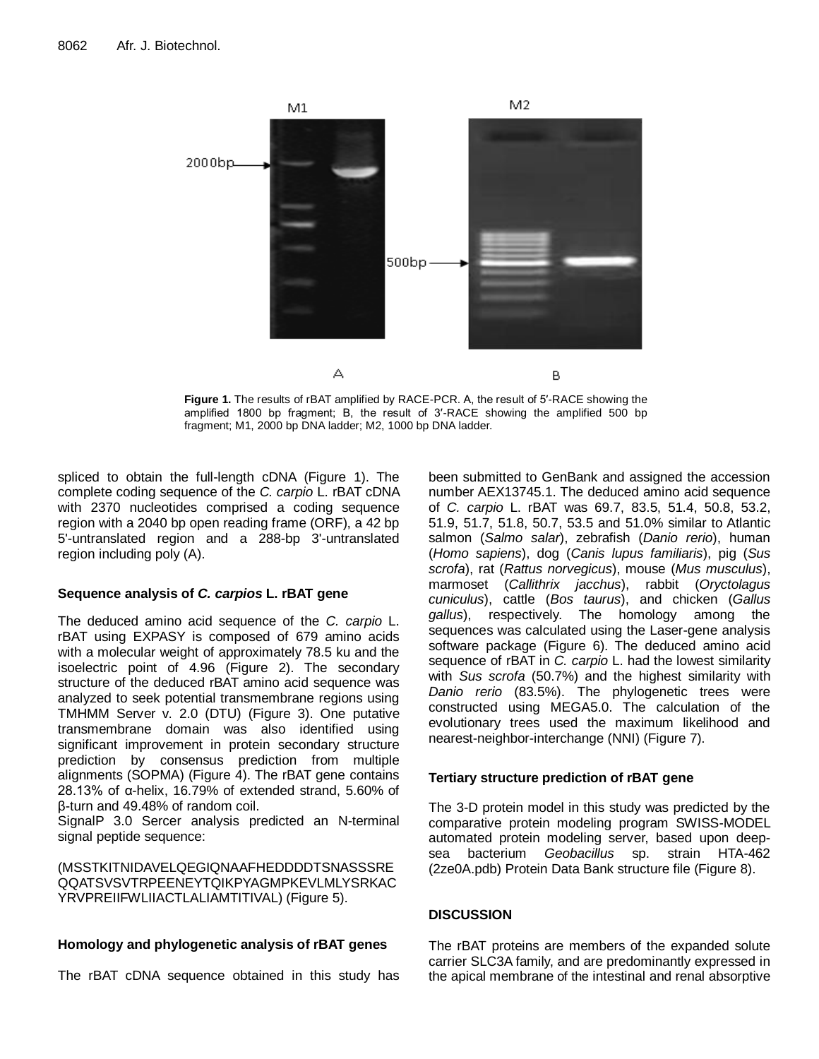Figure 1. The results of rBAT amplified by RACE-PCR. A, the result of 5′-RACE showing the amplified 1800 bp fragment; B, the result of 3′-RACE showing the amplified 500 bp fragment; M1, 2000 bp DNA ladder; M2, 1000 bp DNA ladder.

spliced to obtain the full-length cDNA (Figure 1). The complete coding sequence of the *C. carpio* L. rBAT cDNA with 2370 nucleotides comprised a coding sequence region with a 2040 bp open reading frame (ORF), a 42 bp 5'-untranslated region and a 288-bp 3'-untranslated region including poly (A).

### Sequence analysis of *C. carpios* L. rBAT gene

The deduced amino acid sequence of the *C. carpio* L. rBAT using EXPASY is composed of 679 amino acids with a molecular weight of approximately 78.5 ku and the isoelectric point of 4.96 (Figure 2). The secondary structure of the deduced rBAT amino acid sequence was analyzed to seek potential transmembrane regions using TMHMM Server v. 2.0 (DTU) (Figure 3). One putative transmembrane domain was also identified using significant improvement in protein secondary structure prediction by consensus prediction from multiple alignments (SOPMA) (Figure 4). The rBAT gene contains 28.13% of α-helix, 16.79% of extended strand, 5.60% of β-turn and 49.48% of random coil.

SignalP 3.0 Sercer analysis predicted an N-terminal signal peptide sequence:

(MSSTKITNIDAVELQEGIQNAAFHEDDDDTSNASSSREQQATSVSVTRPEENEYTQIKPYAGMPKEVLMLYSRKACYRVPREIIFWLIIACTLALIAMTITIVAL) (Figure 5).

### Homology and phylogenetic analysis of rBAT genes

The rBAT cDNA sequence obtained in this study has been submitted to GenBank and assigned the accession number AEX13745.1. The deduced amino acid sequence of *C. carpio* L. rBAT was 69.7, 83.5, 51.4, 50.8, 53.2, 51.9, 51.7, 51.8, 50.7, 53.5 and 51.0% similar to Atlantic salmon (*Salmo salar*), zebrafish (*Danio rerio*), human (*Homo sapiens*), dog (*Canis lupus familiaris*), pig (*Sus scrofa*), rat (*Rattus norvegicus*), mouse (*Mus musculus*), marmoset (*Callithrix jacchus*), rabbit (*Oryctolagus cuniculus*), cattle (*Bos taurus*), and chicken (*Gallus gallus*), respectively. The homology among the sequences was calculated using the Laser-gene analysis software package (Figure 6). The deduced amino acid sequence of rBAT in *C. carpio* L. had the lowest similarity with *Sus scrofa* (50.7%) and the highest similarity with *Danio rerio* (83.5%). The phylogenetic trees were constructed using MEGA5.0. The calculation of the evolutionary trees used the maximum likelihood and nearest-neighbor-interchange (NNI) (Figure 7).

### Tertiary structure prediction of rBAT gene

The 3-D protein model in this study was predicted by the comparative protein modeling program SWISS-MODEL automated protein modeling server, based upon deep-sea bacterium *Geobacillus* sp. strain HTA-462 (2ze0A.pdb) Protein Data Bank structure file (Figure 8).

## DISCUSSION

The rBAT proteins are members of the expanded solute carrier SLC3A family, and are predominantly expressed in the apical membrane of the intestinal and renal absorptive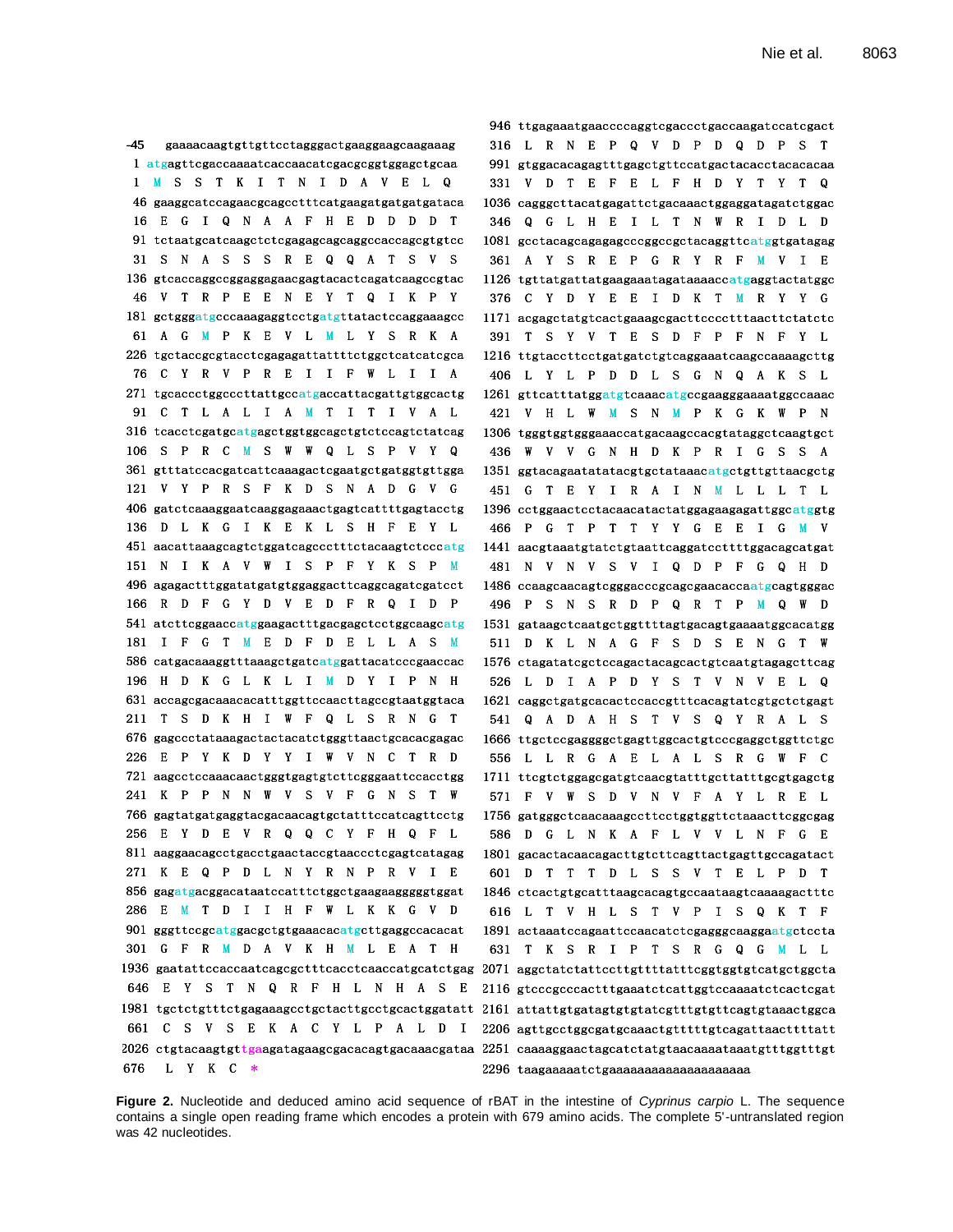```
-45   gaaaacaagtgttgttcctagggactgaaggaagcaagaaag
1     atgagttcgaccaaaatcaccaacatcgacgcggtggagctgcaa
1      M  S  S  T  K  I  T  N  I  D  A  V  E  L  Q
46    gaaggcatccagaacgcagcctttcatgaagatgatgatgataca
16     E  G  I  Q  N  A  A  F  H  E  D  D  D  D  T
91    tctaatgcatcaagctctcgagagcagcaggccaccagcgtgtcc
31     S  N  A  S  S  S  R  E  Q  Q  A  T  S  V  S
136   gtcaccaggccggaggagaacgagtacactcagatcaagccgtac
46     V  T  R  P  E  E  N  E  Y  T  Q  I  K  P  Y
181   gctgggatgcccaaagaggtcctgatgttatactccaggaaagcc
61     A  G  M  P  K  E  V  L  M  L  Y  S  R  K  A
226   tgctaccgcgtacctcgagagattattttctggctcatcatcgca
76     C  Y  R  V  P  R  E  I  I  F  W  L  I  I  A
271   tgcaccctggcccttattgccatgaccattacgattgtggcactg
91     C  T  L  A  L  I  A  M  T  I  T  I  V  A  L
316   tcacctcgatgcatgagctggtggcagctgtctccagtctatcag
106    S  P  R  C  M  S  W  W  Q  L  S  P  V  Y  Q
361   gtttatccacgatcattcaaagactcgaatgctgatggtgttgga
121    V  Y  P  R  S  F  K  D  S  N  A  D  G  V  G
406   gatctcaaaggaatcaaggagaaactgagtcattttgagtacctg
136    D  L  K  G  I  K  E  K  L  S  H  F  E  Y  L
451   aacattaaagcagtctggatcagccctttctacaagtctcccatg
151    N  I  K  A  V  W  I  S  P  F  Y  K  S  P  M
496   agagactttggatatgatgtggaggacttcaggcagatcgatcct
166    R  D  F  G  Y  D  V  E  D  F  R  Q  I  D  P
541   atcttcggaaccatggaagactttgacgagctcctggcaagcatg
181    I  F  G  T  M  E  D  F  D  E  L  L  A  S  M
586   catgacaaaggtttaaagctgatcatggattacatcccgaaccac
196    H  D  K  G  L  K  L  I  M  D  Y  I  P  N  H
631   accagcgacaaacacatttggttccaacttagccgtaatggtaca
211    T  S  D  K  H  I  W  F  Q  L  S  R  N  G  T
676   gagccctataaagactactacatctgggttaactgcacacgagac
226    E  P  Y  K  D  Y  Y  I  W  V  N  C  T  R  D
721   aagcctccaaacaactgggtgagtgtcttcgggaattccacctgg
241    K  P  P  N  N  W  V  S  V  F  G  N  S  T  W
766   gagtatgatgaggtacgacaacagtgctatttccatcagttcctg
256    E  Y  D  E  V  R  Q  Q  C  Y  F  H  Q  F  L
811   aaggaacagcctgacctgaactaccgtaaccctcgagtcatagag
271    K  E  Q  P  D  L  N  Y  R  N  P  R  V  I  E
856   gagatgacggacataatccatttctggctgaagaaggggtggat
286    E  M  T  D  I  I  H  F  W  L  K  K  G  V  D
901   gggttccgcatggacgctgtgaaacacatgcttgaggccacacat
301    G  F  R  M  D  A  V  K  H  M  L  E  A  T  H
946   ttgagaaatgaaccccaggtcgaccctgaccaagatccatcgact
316    L  R  N  E  P  Q  V  D  P  D  Q  D  P  S  T
991   gtggacacagagtttgagctgttccatgactacacctacacacaa
331    V  D  T  E  F  E  L  F  H  D  Y  T  Y  T  Q
1036  cagggcttacatgagattctgacaaactggaggatagatctggac
346    Q  G  L  H  E  I  L  T  N  W  R  I  D  L  D
1081  gcctacagcagagagcccggccgctacaggttcatggtgatagag
361    A  Y  S  R  E  P  G  R  Y  R  F  M  V  I  E
1126  tgttatgattatgaagaaatagataaaaccatgaggtactatggc
376    C  Y  D  Y  E  E  I  D  K  T  M  R  Y  Y  G
1171  acgagctatgtcactgaaagcgacttcccctttaacttctatctc
391    T  S  Y  V  T  E  S  D  F  P  F  N  F  Y  L
1216  ttgtaccttcctgatgatctgtcaggaaatcaagccaaaagcttg
406    L  Y  L  P  D  D  L  S  G  N  Q  A  K  S  L
1261  gttcatttatggatgtcaaacatgccgaagggaaaatggccaaac
421    V  H  L  W  M  S  N  M  P  K  G  K  W  P  N
1306  tgggtggtgggaaaccatgacaagccacgtataggctcaagtgct
436    W  V  V  G  N  H  D  K  P  R  I  G  S  S  A
1351  ggtacagaatatatacgtgctataaacatgctgttgttaacgctg
451    G  T  E  Y  I  R  A  I  N  M  L  L  L  T  L
1396  cctggaactcctacaacatactatggagaagagattggcatggtg
466    P  G  T  P  T  T  Y  Y  G  E  E  I  G  M  V
1441  aacgtaaatgtatctgtaattcaggatccttttggacagcatgat
481    N  V  N  V  S  V  I  Q  D  P  F  G  Q  H  D
1486  ccaagcaacagtcgggacccgcagcgaacaccaatgcagtgggac
496    P  S  N  S  R  D  P  Q  R  T  P  M  Q  W  D
1531  gataagctcaatgctggttttagtgacagtgaaaatggcacatgg
511    D  K  L  N  A  G  F  S  D  S  E  N  G  T  W
1576  ctagatatcgctccagactacagcactgtcaatgtagagcttcag
526    L  D  I  A  P  D  Y  S  T  V  N  V  E  L  Q
1621  caggctgatgcacactccaccgtttcacagtatcgtgctctgagt
541    Q  A  D  A  H  S  T  V  S  Q  Y  R  A  L  S
1666  ttgctccgaggggctgagttggcactgtcccgaggctggttctgc
556    L  L  R  G  A  E  L  A  L  S  R  G  W  F  C
1711  ttcgtctggagcgatgtcaacgtatttgcttatttgcgtgagctg
571    F  V  W  S  D  V  N  V  F  A  Y  L  R  E  L
1756  gatgggctcaacaaagccttcctggtggttctaaacttcggcgag
586    D  G  L  N  K  A  F  L  V  V  L  N  F  G  E
1801  gacactacaacagacttgtcttcagttactgagttgccagatact
601    D  T  T  T  D  L  S  S  V  T  E  L  P  D  T
1846  ctcactgtgcatttaagcacagtgccaataagtcaaaagactttc
616    L  T  V  H  L  S  T  V  P  I  S  Q  K  T  F
1891  actaaatccagaattccaacatctcgagggcaaggaatgctccta
631    T  K  S  R  I  P  T  S  R  G  Q  G  M  L  L
1936  gaatattccaccaatcagcgctttcacctcaaccatgcatctgag
646    E  Y  S  T  N  Q  R  F  H  L  N  H  A  S  E
1981  tgctctgtttctgagaaagcctgctacttgcctgcactggatatt
661    C  S  V  S  E  K  A  C  Y  L  P  A  L  D  I
2026  ctgtacaagtgttgaagatagaagcgacacagtgacaaacgataa
676    L  Y  K  C  *
2071  aggctatctattccttgttttatttcggtggtgtcatgctggcta
2116  gtcccgcccactttgaaatctcattggtccaaaatctcactcgat
2161  attattggtgatagtgtgtatcgtttgtgttcagtgtaaactggca
2206  agttgcctggcgatgcaaactgtttttgtcagattaacttttatt
2251  caaaaggaactagcatctatgtaacaaaataaatgtttggtttgt
2296  taagaaaaatctgaaaaaaaaaaaaaaaaaaa
```

**Figure 2.** Nucleotide and deduced amino acid sequence of rBAT in the intestine of *Cyprinus carpio* L. The sequence contains a single open reading frame which encodes a protein with 679 amino acids. The complete 5'-untranslated region was 42 nucleotides.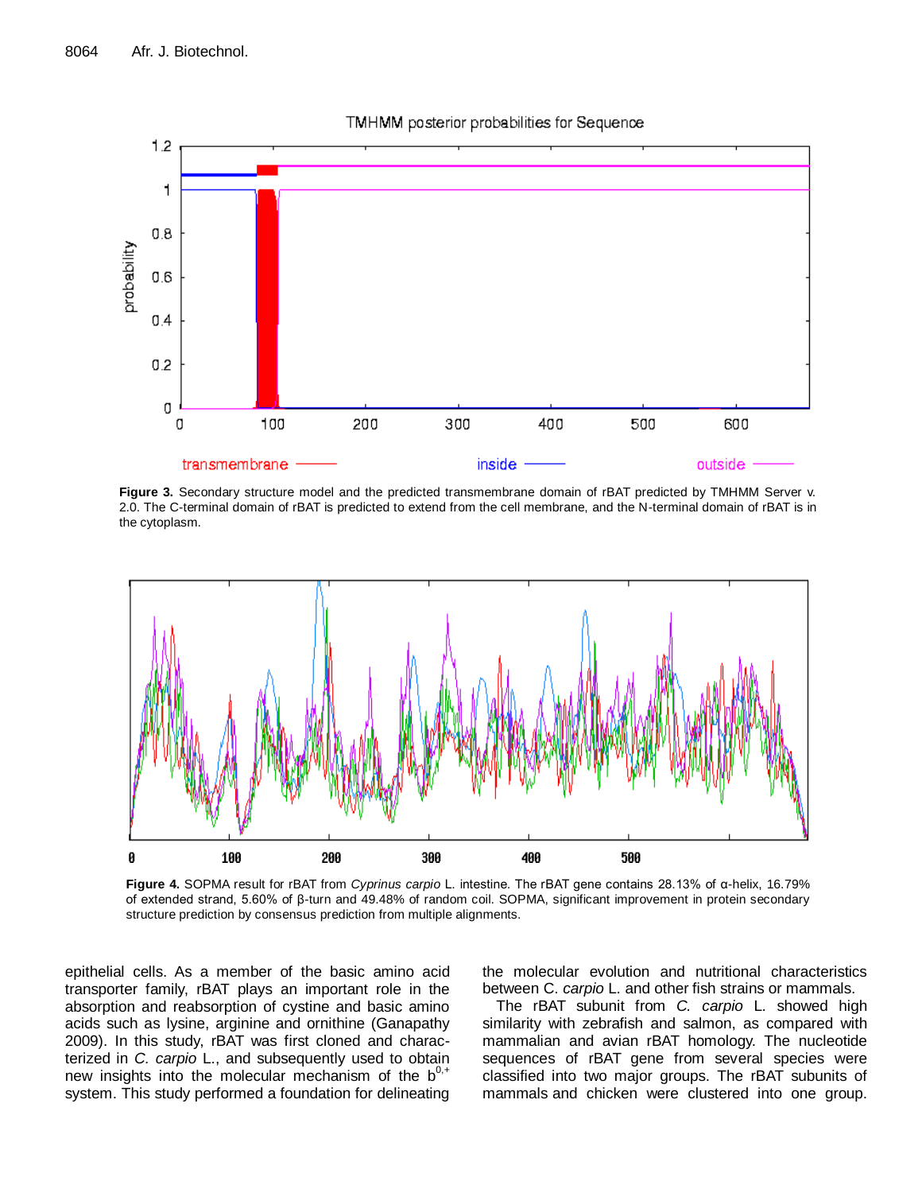TMHMM posterior probabilities for Sequence

**Figure 3.** Secondary structure model and the predicted transmembrane domain of rBAT predicted by TMHMM Server v. 2.0. The C-terminal domain of rBAT is predicted to extend from the cell membrane, and the N-terminal domain of rBAT is in the cytoplasm.

**Figure 4.** SOPMA result for rBAT from *Cyprinus carpio* L. intestine. The rBAT gene contains 28.13% of α-helix, 16.79% of extended strand, 5.60% of β-turn and 49.48% of random coil. SOPMA, significant improvement in protein secondary structure prediction by consensus prediction from multiple alignments.

epithelial cells. As a member of the basic amino acid transporter family, rBAT plays an important role in the absorption and reabsorption of cystine and basic amino acids such as lysine, arginine and ornithine (Ganapathy 2009). In this study, rBAT was first cloned and characterized in *C. carpio* L., and subsequently used to obtain new insights into the molecular mechanism of the $b^{0,+}$ system. This study performed a foundation for delineating the molecular evolution and nutritional characteristics between C. *carpio* L. and other fish strains or mammals.

The rBAT subunit from *C. carpio* L. showed high similarity with zebrafish and salmon, as compared with mammalian and avian rBAT homology. The nucleotide sequences of rBAT gene from several species were classified into two major groups. The rBAT subunits of mammals and chicken were clustered into one group.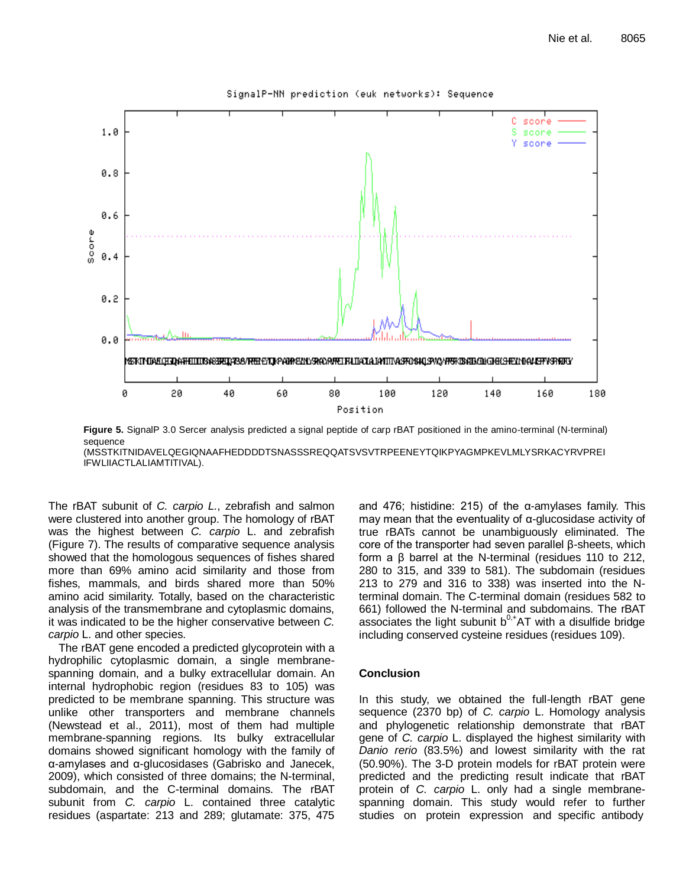Figure 5. SignalP 3.0 Sercer analysis predicted a signal peptide of carp rBAT positioned in the amino-terminal (N-terminal) sequence (MSSTKITNIDAVELQEGIQNAAFHEDDDDTSNASSSREQQATSVSVTRPEENEYTQIKPYAGMPKEVLMLYSRKACYRVPREIIFWLIIACTLALIAMTITIVAL).

The rBAT subunit of *C. carpio L.*, zebrafish and salmon were clustered into another group. The homology of rBAT was the highest between *C. carpio* L. and zebrafish (Figure 7). The results of comparative sequence analysis showed that the homologous sequences of fishes shared more than 69% amino acid similarity and those from fishes, mammals, and birds shared more than 50% amino acid similarity. Totally, based on the characteristic analysis of the transmembrane and cytoplasmic domains, it was indicated to be the higher conservative between *C. carpio* L. and other species.

The rBAT gene encoded a predicted glycoprotein with a hydrophilic cytoplasmic domain, a single membrane-spanning domain, and a bulky extracellular domain. An internal hydrophobic region (residues 83 to 105) was predicted to be membrane spanning. This structure was unlike other transporters and membrane channels (Newstead et al., 2011), most of them had multiple membrane-spanning regions. Its bulky extracellular domains showed significant homology with the family of α-amylases and α-glucosidases (Gabrisko and Janecek, 2009), which consisted of three domains; the N-terminal, subdomain, and the C-terminal domains. The rBAT subunit from *C. carpio* L. contained three catalytic residues (aspartate: 213 and 289; glutamate: 375, 475 and 476; histidine: 215) of the α-amylases family. This may mean that the eventuality of α-glucosidase activity of true rBATs cannot be unambiguously eliminated. The core of the transporter had seven parallel β-sheets, which form a β barrel at the N-terminal (residues 110 to 212, 280 to 315, and 339 to 581). The subdomain (residues 213 to 279 and 316 to 338) was inserted into the N-terminal domain. The C-terminal domain (residues 582 to 661) followed the N-terminal and subdomains. The rBAT associates the light subunit $b^{0,+}$AT with a disulfide bridge including conserved cysteine residues (residues 109).

## Conclusion

In this study, we obtained the full-length rBAT gene sequence (2370 bp) of *C. carpio* L. Homology analysis and phylogenetic relationship demonstrate that rBAT gene of *C. carpio* L. displayed the highest similarity with *Danio rerio* (83.5%) and lowest similarity with the rat (50.90%). The 3-D protein models for rBAT protein were predicted and the predicting result indicate that rBAT protein of *C. carpio* L. only had a single membrane-spanning domain. This study would refer to further studies on protein expression and specific antibody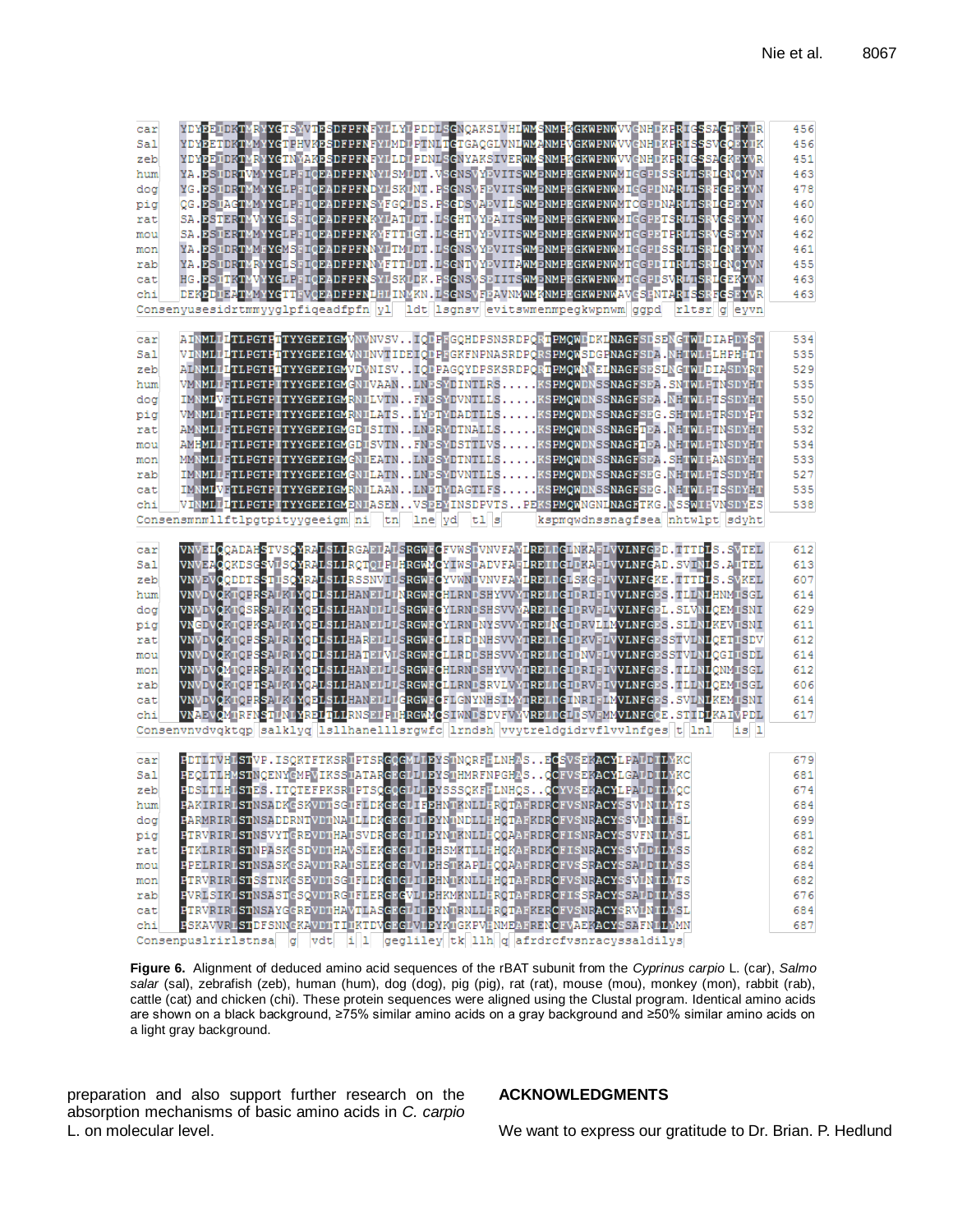**Figure 6.** Alignment of deduced amino acid sequences of the rBAT subunit from the *Cyprinus carpio* L. (car), *Salmo salar* (sal), zebrafish (zeb), human (hum), dog (dog), pig (pig), rat (rat), mouse (mou), monkey (mon), rabbit (rab), cattle (cat) and chicken (chi). These protein sequences were aligned using the Clustal program. Identical amino acids are shown on a black background, ≥75% similar amino acids on a gray background and ≥50% similar amino acids on a light gray background.

preparation and also support further research on the absorption mechanisms of basic amino acids in *C. carpio* L. on molecular level.

## ACKNOWLEDGMENTS

We want to express our gratitude to Dr. Brian. P. Hedlund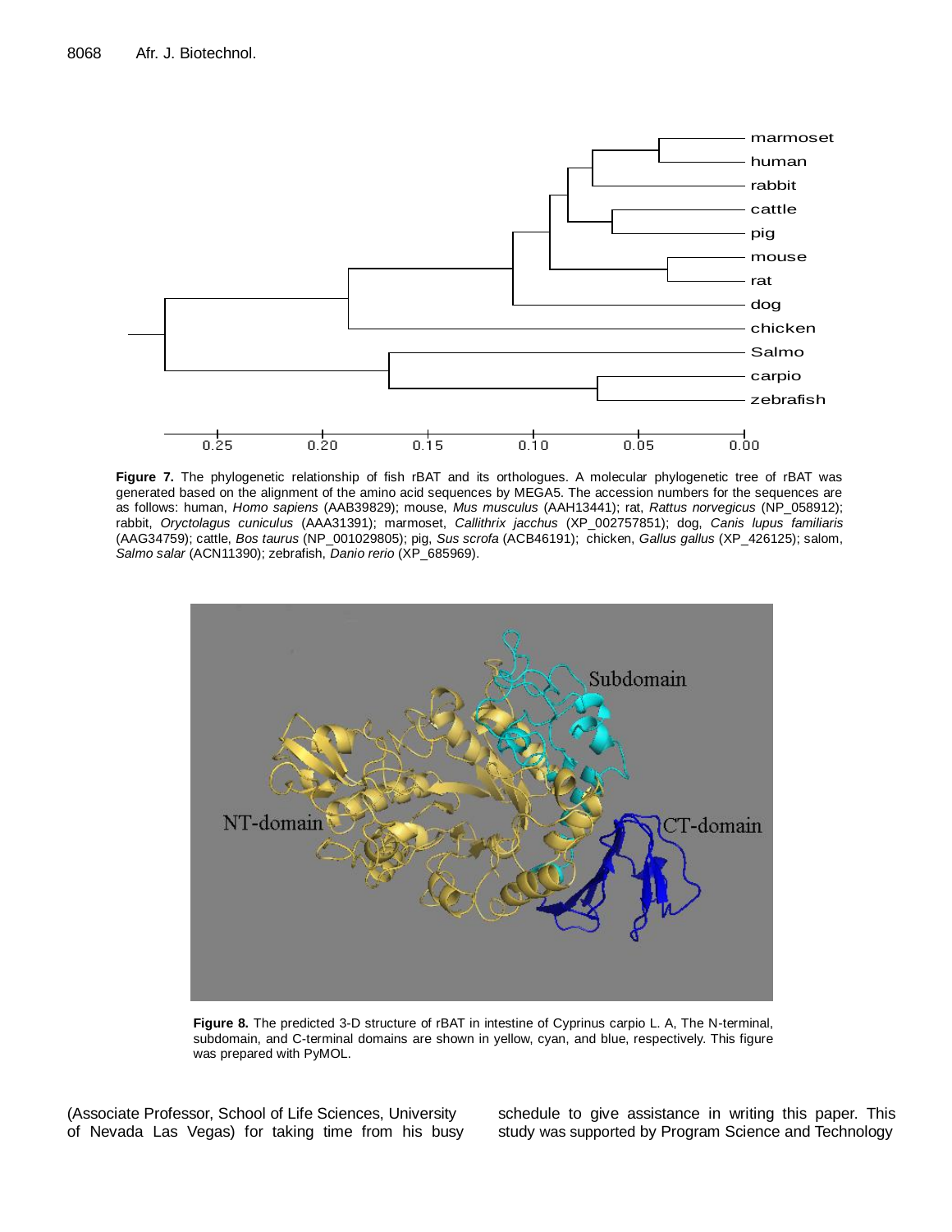**Figure 7.** The phylogenetic relationship of fish rBAT and its orthologues. A molecular phylogenetic tree of rBAT was generated based on the alignment of the amino acid sequences by MEGA5. The accession numbers for the sequences are as follows: human, *Homo sapiens* (AAB39829); mouse, *Mus musculus* (AAH13441); rat, *Rattus norvegicus* (NP_058912); rabbit, *Oryctolagus cuniculus* (AAA31391); marmoset, *Callithrix jacchus* (XP_002757851); dog, *Canis lupus familiaris* (AAG34759); cattle, *Bos taurus* (NP_001029805); pig, *Sus scrofa* (ACB46191); chicken, *Gallus gallus* (XP_426125); salom, *Salmo salar* (ACN11390); zebrafish, *Danio rerio* (XP_685969).

**Figure 8.** The predicted 3-D structure of rBAT in intestine of Cyprinus carpio L. A, The N-terminal, subdomain, and C-terminal domains are shown in yellow, cyan, and blue, respectively. This figure was prepared with PyMOL.

(Associate Professor, School of Life Sciences, University of Nevada Las Vegas) for taking time from his busy schedule to give assistance in writing this paper. This study was supported by Program Science and Technology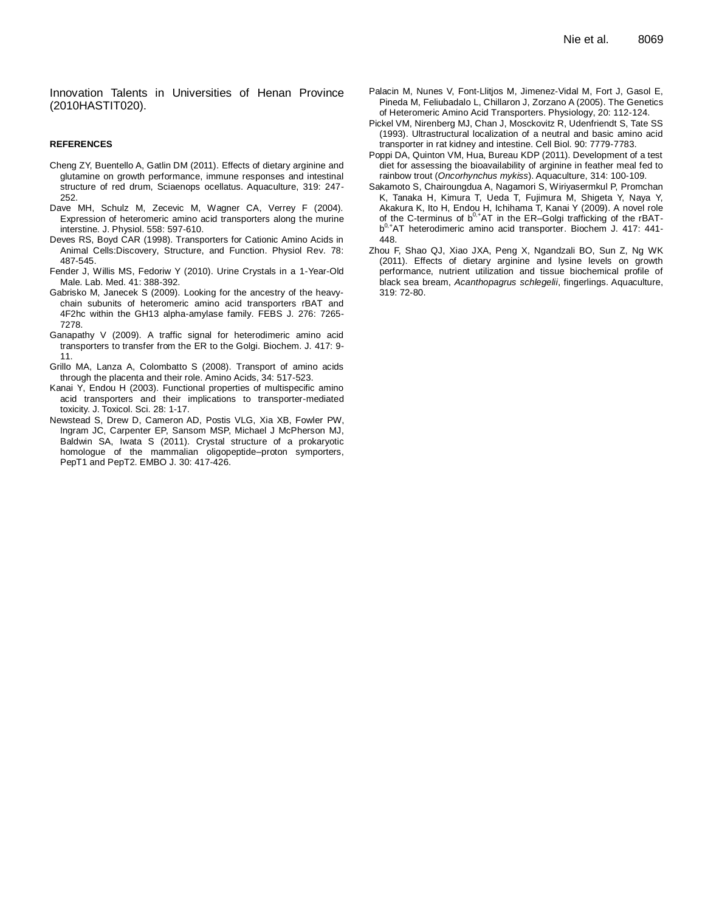Innovation Talents in Universities of Henan Province (2010HASTIT020).

## REFERENCES

Cheng ZY, Buentello A, Gatlin DM (2011). Effects of dietary arginine and glutamine on growth performance, immune responses and intestinal structure of red drum, Sciaenops ocellatus. Aquaculture, 319: 247-252.

Dave MH, Schulz M, Zecevic M, Wagner CA, Verrey F (2004). Expression of heteromeric amino acid transporters along the murine interstine. J. Physiol. 558: 597-610.

Deves RS, Boyd CAR (1998). Transporters for Cationic Amino Acids in Animal Cells:Discovery, Structure, and Function. Physiol Rev. 78: 487-545.

Fender J, Willis MS, Fedoriw Y (2010). Urine Crystals in a 1-Year-Old Male. Lab. Med. 41: 388-392.

Gabrisko M, Janecek S (2009). Looking for the ancestry of the heavy-chain subunits of heteromeric amino acid transporters rBAT and 4F2hc within the GH13 alpha-amylase family. FEBS J. 276: 7265-7278.

Ganapathy V (2009). A traffic signal for heterodimeric amino acid transporters to transfer from the ER to the Golgi. Biochem. J. 417: 9-11.

Grillo MA, Lanza A, Colombatto S (2008). Transport of amino acids through the placenta and their role. Amino Acids, 34: 517-523.

Kanai Y, Endou H (2003). Functional properties of multispecific amino acid transporters and their implications to transporter-mediated toxicity. J. Toxicol. Sci. 28: 1-17.

Newstead S, Drew D, Cameron AD, Postis VLG, Xia XB, Fowler PW, Ingram JC, Carpenter EP, Sansom MSP, Michael J McPherson MJ, Baldwin SA, Iwata S (2011). Crystal structure of a prokaryotic homologue of the mammalian oligopeptide–proton symporters, PepT1 and PepT2. EMBO J. 30: 417-426.

Palacin M, Nunes V, Font-Llitjos M, Jimenez-Vidal M, Fort J, Gasol E, Pineda M, Feliubadalo L, Chillaron J, Zorzano A (2005). The Genetics of Heteromeric Amino Acid Transporters. Physiology, 20: 112-124.

Pickel VM, Nirenberg MJ, Chan J, Mosckovitz R, Udenfriendt S, Tate SS (1993). Ultrastructural localization of a neutral and basic amino acid transporter in rat kidney and intestine. Cell Biol. 90: 7779-7783.

Poppi DA, Quinton VM, Hua, Bureau KDP (2011). Development of a test diet for assessing the bioavailability of arginine in feather meal fed to rainbow trout (*Oncorhynchus mykiss*). Aquaculture, 314: 100-109.

Sakamoto S, Chairoungdua A, Nagamori S, Wiriyasermkul P, Promchan K, Tanaka H, Kimura T, Ueda T, Fujimura M, Shigeta Y, Naya Y, Akakura K, Ito H, Endou H, Ichihama T, Kanai Y (2009). A novel role of the C-terminus of $b^{0,+}$AT in the ER–Golgi trafficking of the rBAT-$b^{0,+}$AT heterodimeric amino acid transporter. Biochem J. 417: 441-448.

Zhou F, Shao QJ, Xiao JXA, Peng X, Ngandzali BO, Sun Z, Ng WK (2011). Effects of dietary arginine and lysine levels on growth performance, nutrient utilization and tissue biochemical profile of black sea bream, *Acanthopagrus schlegelii*, fingerlings. Aquaculture, 319: 72-80.